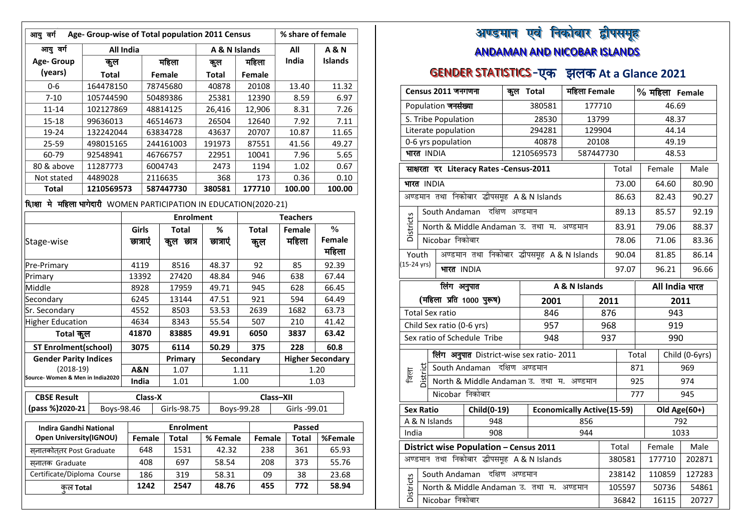| आयु वर्ग Age- Group-wise of Total population 2011 Census | | | | | % share of female | |
|---|---|---|---|---|---|---|
| आयु वर्ग | All India | | A & N Islands | | All | A & N |
| Age- Group (years) | कुल Total | महिला Female | कुल Total | महिला Female | India | Islands |
| 0-6 | 164478150 | 78745680 | 40878 | 20108 | 13.40 | 11.32 |
| 7-10 | 105744590 | 50489386 | 25381 | 12390 | 8.59 | 6.97 |
| 11-14 | 102127869 | 48814125 | 26,416 | 12,906 | 8.31 | 7.26 |
| 15-18 | 99636013 | 46514673 | 26504 | 12640 | 7.92 | 7.11 |
| 19-24 | 132242044 | 63834728 | 43637 | 20707 | 10.87 | 11.65 |
| 25-59 | 498015165 | 244161003 | 191973 | 87551 | 41.56 | 49.27 |
| 60-79 | 92548941 | 46766757 | 22951 | 10041 | 7.96 | 5.65 |
| 80 & above | 11287773 | 6004743 | 2473 | 1194 | 1.02 | 0.67 |
| Not stated | 4489028 | 2116635 | 368 | 173 | 0.36 | 0.10 |
| **Total** | **1210569573** | **587447730** | **380581** | **177710** | **100.00** | **100.00** |

शिक्षा मे महिला भागेदारी WOMEN PARTICIPATION IN EDUCATION(2020-21)

| Stage-wise | Enrolment | | | Teachers | | |
|---|---|---|---|---|---|---|
| | Girls छात्राएं | Total कुल छात्र | % छात्राएं | Total कुल | Female महिला | % Female महिला |
| Pre-Primary | 4119 | 8516 | 48.37 | 92 | 85 | 92.39 |
| Primary | 13392 | 27420 | 48.84 | 946 | 638 | 67.44 |
| Middle | 8928 | 17959 | 49.71 | 945 | 628 | 66.45 |
| Secondary | 6245 | 13144 | 47.51 | 921 | 594 | 64.49 |
| Sr. Secondary | 4552 | 8503 | 53.53 | 2639 | 1682 | 63.73 |
| Higher Education | 4634 | 8343 | 55.54 | 507 | 210 | 41.42 |
| **Total कुल** | **41870** | **83885** | **49.91** | **6050** | **3837** | **63.42** |
| **ST Enrolment(school)** | **3075** | **6114** | **50.29** | **375** | **228** | **60.8** |

| Gender Parity Indices (2018-19) | | Primary | Secondary | Higher Secondary |
|---|---|---|---|---|
| | A&N | 1.07 | 1.11 | 1.20 |
| Source- Women & Men in India2020 | India | 1.01 | 1.00 | 1.03 |

| CBSE Result (pass %)2020-21 | Class-X | | Class–XII | |
|---|---|---|---|---|
| | Boys-98.46 | Girls-98.75 | Boys-99.28 | Girls -99.01 |

| Indira Gandhi National Open University(IGNOU) | Enrolment | | | Passed | | |
|---|---|---|---|---|---|---|
| | Female | Total | % Female | Female | Total | %Female |
| स्नातकोत्तर Post Graduate | 648 | 1531 | 42.32 | 238 | 361 | 65.93 |
| स्नातक Graduate | 408 | 697 | 58.54 | 208 | 373 | 55.76 |
| Certificate/Diploma Course | 186 | 319 | 58.31 | 09 | 38 | 23.68 |
| **कुल Total** | **1242** | **2547** | **48.76** | **455** | **772** | **58.94** |

# अण्डमान एवं निकोबार द्वीपसमूह

## ANDAMAN AND NICOBAR ISLANDS

## GENDER STATISTICS-एक झलक At a Glance 2021

| Census 2011 जनगणना | कुल Total | महिला Female | % महिला Female |
|---|---|---|---|
| Population जनसंख्या | 380581 | 177710 | 46.69 |
| S. Tribe Population | 28530 | 13799 | 48.37 |
| Literate population | 294281 | 129904 | 44.14 |
| 0-6 yrs population | 40878 | 20108 | 49.19 |
| भारत INDIA | 1210569573 | 587447730 | 48.53 |

| साक्षरता दर Literacy Rates -Census-2011 | | Total | Female | Male |
|---|---|---|---|---|
| भारत INDIA | | 73.00 | 64.60 | 80.90 |
| अण्डमान तथा निकोबार द्वीपसमूह A & N Islands | | 86.63 | 82.43 | 90.27 |
| Districts | South Andaman दक्षिण अण्डमान | 89.13 | 85.57 | 92.19 |
| | North & Middle Andaman उ. तथा म. अण्डमान | 83.91 | 79.06 | 88.37 |
| | Nicobar निकोबार | 78.06 | 71.06 | 83.36 |
| Youth (15-24 yrs) | अण्डमान तथा निकोबार द्वीपसमूह A & N Islands | 90.04 | 81.85 | 86.14 |
| | भारत INDIA | 97.07 | 96.21 | 96.66 |

| लिंग अनुपात (महिला प्रति 1000 पुरूष) | A & N Islands 2001 | A & N Islands 2011 | All India भारत 2011 |
|---|---|---|---|
| Total Sex ratio | 846 | 876 | 943 |
| Child Sex ratio (0-6 yrs) | 957 | 968 | 919 |
| Sex ratio of Schedule Tribe | 948 | 937 | 990 |

| जिला District | लिंग अनुपात District-wise sex ratio- 2011 | Total | Child (0-6yrs) |
|---|---|---|---|
| | South Andaman दक्षिण अण्डमान | 871 | 969 |
| | North & Middle Andaman उ. तथा म. अण्डमान | 925 | 974 |
| | Nicobar निकोबार | 777 | 945 |

| Sex Ratio | Child(0-19) | Economically Active(15-59) | Old Age(60+) |
|---|---|---|---|
| A & N Islands | 948 | 856 | 792 |
| India | 908 | 944 | 1033 |

| District wise Population – Census 2011 | | Total | Female | Male |
|---|---|---|---|---|
| अण्डमान तथा निकोबार द्वीपसमूह A & N Islands | | 380581 | 177710 | 202871 |
| Districts | South Andaman दक्षिण अण्डमान | 238142 | 110859 | 127283 |
| | North & Middle Andaman उ. तथा म. अण्डमान | 105597 | 50736 | 54861 |
| | Nicobar निकोबार | 36842 | 16115 | 20727 |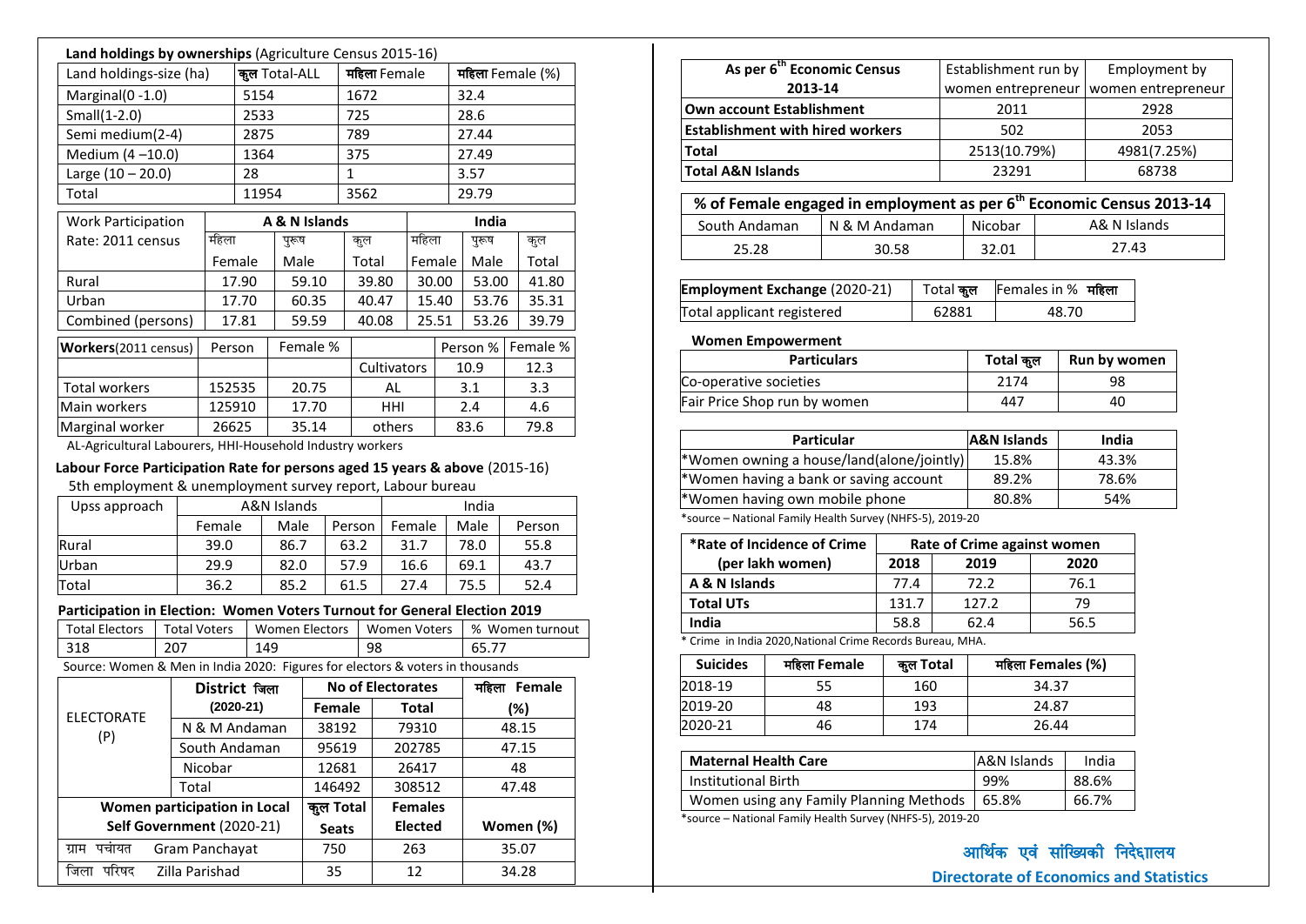**Land holdings by ownerships** (Agriculture Census 2015-16)

| Land holdings-size (ha) | कुल Total-ALL | महिला Female | महिला Female (%) |
|---|---|---|---|
| Marginal(0 -1.0) | 5154 | 1672 | 32.4 |
| Small(1-2.0) | 2533 | 725 | 28.6 |
| Semi medium(2-4) | 2875 | 789 | 27.44 |
| Medium (4 –10.0) | 1364 | 375 | 27.49 |
| Large (10 – 20.0) | 28 | 1 | 3.57 |
| Total | 11954 | 3562 | 29.79 |

| Work Participation Rate: 2011 census | A & N Islands | | | India | | |
|---|---|---|---|---|---|---|
| | महिला Female | पुरूष Male | कुल Total | महिला Female | पुरूष Male | कुल Total |
| Rural | 17.90 | 59.10 | 39.80 | 30.00 | 53.00 | 41.80 |
| Urban | 17.70 | 60.35 | 40.47 | 15.40 | 53.76 | 35.31 |
| Combined (persons) | 17.81 | 59.59 | 40.08 | 25.51 | 53.26 | 39.79 |

| **Workers**(2011 census) | Person | Female % | | Person % | Female % |
|---|---|---|---|---|---|
| | | | Cultivators | 10.9 | 12.3 |
| Total workers | 152535 | 20.75 | AL | 3.1 | 3.3 |
| Main workers | 125910 | 17.70 | HHI | 2.4 | 4.6 |
| Marginal worker | 26625 | 35.14 | others | 83.6 | 79.8 |

AL-Agricultural Labourers, HHI-Household Industry workers

**Labour Force Participation Rate for persons aged 15 years & above** (2015-16)

5th employment & unemployment survey report, Labour bureau

| Upss approach | A&N Islands | | | India | | |
|---|---|---|---|---|---|---|
| | Female | Male | Person | Female | Male | Person |
| Rural | 39.0 | 86.7 | 63.2 | 31.7 | 78.0 | 55.8 |
| Urban | 29.9 | 82.0 | 57.9 | 16.6 | 69.1 | 43.7 |
| Total | 36.2 | 85.2 | 61.5 | 27.4 | 75.5 | 52.4 |

**Participation in Election: Women Voters Turnout for General Election 2019**

| Total Electors | Total Voters | Women Electors | Women Voters | % Women turnout |
|---|---|---|---|---|
| 318 | 207 | 149 | 98 | 65.77 |

Source: Women & Men in India 2020: Figures for electors & voters in thousands

| | District जिला (2020-21) | No of Electorates Female | No of Electorates Total | महिला Female (%) |
|---|---|---|---|---|
| ELECTORATE (P) | N & M Andaman | 38192 | 79310 | 48.15 |
| | South Andaman | 95619 | 202785 | 47.15 |
| | Nicobar | 12681 | 26417 | 48 |
| | Total | 146492 | 308512 | 47.48 |
| **Women participation in Local Self Government (2020-21)** | | **कुल Total Seats** | **Females Elected** | **Women (%)** |
| ग्राम पंचायत Gram Panchayat | | 750 | 263 | 35.07 |
| जिला परिषद Zilla Parishad | | 35 | 12 | 34.28 |

| As per 6th Economic Census 2013-14 | Establishment run by women entrepreneur | Employment by women entrepreneur |
|---|---|---|
| **Own account Establishment** | 2011 | 2928 |
| **Establishment with hired workers** | 502 | 2053 |
| **Total** | 2513(10.79%) | 4981(7.25%) |
| **Total A&N Islands** | 23291 | 68738 |

**% of Female engaged in employment as per 6th Economic Census 2013-14**

| South Andaman | N & M Andaman | Nicobar | A& N Islands |
|---|---|---|---|
| 25.28 | 30.58 | 32.01 | 27.43 |

| **Employment Exchange** (2020-21) | Total कुल | Females in % महिला |
|---|---|---|
| Total applicant registered | 62881 | 48.70 |

**Women Empowerment**

| Particulars | Total कुल | Run by women |
|---|---|---|
| Co-operative societies | 2174 | 98 |
| Fair Price Shop run by women | 447 | 40 |

| Particular | A&N Islands | India |
|---|---|---|
| *Women owning a house/land(alone/jointly) | 15.8% | 43.3% |
| *Women having a bank or saving account | 89.2% | 78.6% |
| *Women having own mobile phone | 80.8% | 54% |

*source – National Family Health Survey (NHFS-5), 2019-20

| *Rate of Incidence of Crime (per lakh women) | Rate of Crime against women 2018 | 2019 | 2020 |
|---|---|---|---|
| **A & N Islands** | 77.4 | 72.2 | 76.1 |
| **Total UTs** | 131.7 | 127.2 | 79 |
| **India** | 58.8 | 62.4 | 56.5 |

* Crime in India 2020,National Crime Records Bureau, MHA.

| Suicides | महिला Female | कुल Total | महिला Females (%) |
|---|---|---|---|
| 2018-19 | 55 | 160 | 34.37 |
| 2019-20 | 48 | 193 | 24.87 |
| 2020-21 | 46 | 174 | 26.44 |

| Maternal Health Care | A&N Islands | India |
|---|---|---|
| Institutional Birth | 99% | 88.6% |
| Women using any Family Planning Methods | 65.8% | 66.7% |

*source – National Family Health Survey (NHFS-5), 2019-20

**आर्थिक एवं सांख्यिकी निदेशालय**

**Directorate of Economics and Statistics**